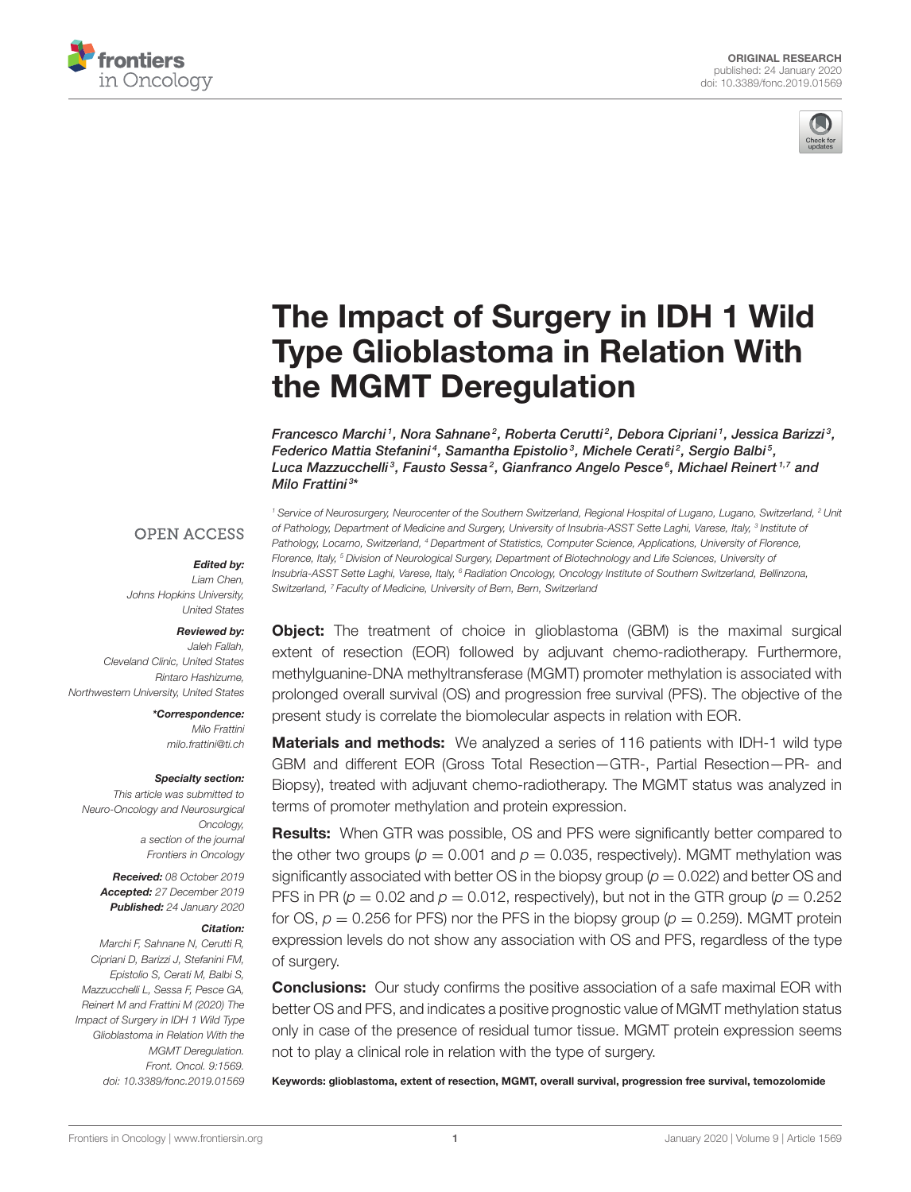ORIGINAL RESEARCH
published: 24 January 2020
doi: 10.3389/fonc.2019.01569

# The Impact of Surgery in IDH 1 Wild Type Glioblastoma in Relation With the MGMT Deregulation

*Francesco Marchi[1], Nora Sahnane[2], Roberta Cerutti[2], Debora Cipriani[1], Jessica Barizzi[3], Federico Mattia Stefanini[4], Samantha Epistolio[3], Michele Cerati[2], Sergio Balbi[5], Luca Mazzucchelli[3], Fausto Sessa[2], Gianfranco Angelo Pesce[6], Michael Reinert[1,7] and Milo Frattini[3]\**

[1] Service of Neurosurgery, Neurocenter of the Southern Switzerland, Regional Hospital of Lugano, Lugano, Switzerland, [2] Unit of Pathology, Department of Medicine and Surgery, University of Insubria-ASST Sette Laghi, Varese, Italy, [3] Institute of Pathology, Locarno, Switzerland, [4] Department of Statistics, Computer Science, Applications, University of Florence, Florence, Italy, [5] Division of Neurological Surgery, Department of Biotechnology and Life Sciences, University of Insubria-ASST Sette Laghi, Varese, Italy, [6] Radiation Oncology, Oncology Institute of Southern Switzerland, Bellinzona, Switzerland, [7] Faculty of Medicine, University of Bern, Bern, Switzerland

OPEN ACCESS

***Edited by:***
*Liam Chen,*
*Johns Hopkins University,*
*United States*

***Reviewed by:***
*Jaleh Fallah,*
*Cleveland Clinic, United States*
*Rintaro Hashizume,*
*Northwestern University, United States*

***\*Correspondence:***
*Milo Frattini*
*milo.frattini@ti.ch*

***Specialty section:***
*This article was submitted to Neuro-Oncology and Neurosurgical Oncology, a section of the journal Frontiers in Oncology*

***Received:*** *08 October 2019*
***Accepted:*** *27 December 2019*
***Published:*** *24 January 2020*

***Citation:***
*Marchi F, Sahnane N, Cerutti R, Cipriani D, Barizzi J, Stefanini FM, Epistolio S, Cerati M, Balbi S, Mazzucchelli L, Sessa F, Pesce GA, Reinert M and Frattini M (2020) The Impact of Surgery in IDH 1 Wild Type Glioblastoma in Relation With the MGMT Deregulation. Front. Oncol. 9:1569. doi: 10.3389/fonc.2019.01569*

**Object:** The treatment of choice in glioblastoma (GBM) is the maximal surgical extent of resection (EOR) followed by adjuvant chemo-radiotherapy. Furthermore, methylguanine-DNA methyltransferase (MGMT) promoter methylation is associated with prolonged overall survival (OS) and progression free survival (PFS). The objective of the present study is correlate the biomolecular aspects in relation with EOR.

**Materials and methods:** We analyzed a series of 116 patients with IDH-1 wild type GBM and different EOR (Gross Total Resection—GTR-, Partial Resection—PR- and Biopsy), treated with adjuvant chemo-radiotherapy. The MGMT status was analyzed in terms of promoter methylation and protein expression.

**Results:** When GTR was possible, OS and PFS were significantly better compared to the other two groups ($p = 0.001$ and $p = 0.035$, respectively). MGMT methylation was significantly associated with better OS in the biopsy group ($p = 0.022$) and better OS and PFS in PR ($p = 0.02$ and $p = 0.012$, respectively), but not in the GTR group ($p = 0.252$ for OS, $p = 0.256$ for PFS) nor the PFS in the biopsy group ($p = 0.259$). MGMT protein expression levels do not show any association with OS and PFS, regardless of the type of surgery.

**Conclusions:** Our study confirms the positive association of a safe maximal EOR with better OS and PFS, and indicates a positive prognostic value of MGMT methylation status only in case of the presence of residual tumor tissue. MGMT protein expression seems not to play a clinical role in relation with the type of surgery.

**Keywords: glioblastoma, extent of resection, MGMT, overall survival, progression free survival, temozolomide**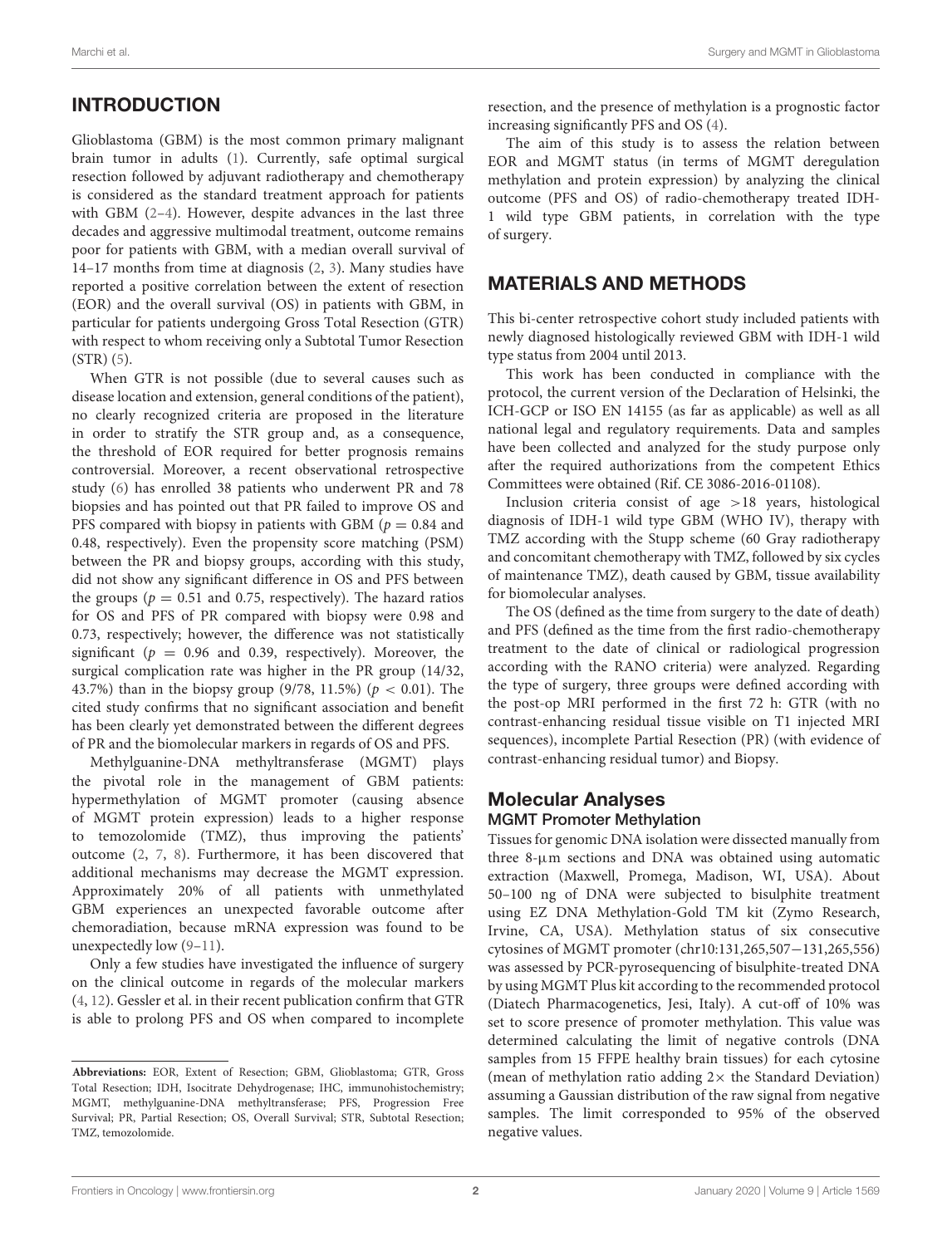## INTRODUCTION

Glioblastoma (GBM) is the most common primary malignant brain tumor in adults (1). Currently, safe optimal surgical resection followed by adjuvant radiotherapy and chemotherapy is considered as the standard treatment approach for patients with GBM (2–4). However, despite advances in the last three decades and aggressive multimodal treatment, outcome remains poor for patients with GBM, with a median overall survival of 14–17 months from time at diagnosis (2, 3). Many studies have reported a positive correlation between the extent of resection (EOR) and the overall survival (OS) in patients with GBM, in particular for patients undergoing Gross Total Resection (GTR) with respect to whom receiving only a Subtotal Tumor Resection (STR) (5).

When GTR is not possible (due to several causes such as disease location and extension, general conditions of the patient), no clearly recognized criteria are proposed in the literature in order to stratify the STR group and, as a consequence, the threshold of EOR required for better prognosis remains controversial. Moreover, a recent observational retrospective study (6) has enrolled 38 patients who underwent PR and 78 biopsies and has pointed out that PR failed to improve OS and PFS compared with biopsy in patients with GBM ($p = 0.84$ and 0.48, respectively). Even the propensity score matching (PSM) between the PR and biopsy groups, according with this study, did not show any significant difference in OS and PFS between the groups ($p = 0.51$ and 0.75, respectively). The hazard ratios for OS and PFS of PR compared with biopsy were 0.98 and 0.73, respectively; however, the difference was not statistically significant ($p = 0.96$ and 0.39, respectively). Moreover, the surgical complication rate was higher in the PR group (14/32, 43.7%) than in the biopsy group (9/78, 11.5%) ($p < 0.01$). The cited study confirms that no significant association and benefit has been clearly yet demonstrated between the different degrees of PR and the biomolecular markers in regards of OS and PFS.

Methylguanine-DNA methyltransferase (MGMT) plays the pivotal role in the management of GBM patients: hypermethylation of MGMT promoter (causing absence of MGMT protein expression) leads to a higher response to temozolomide (TMZ), thus improving the patients' outcome (2, 7, 8). Furthermore, it has been discovered that additional mechanisms may decrease the MGMT expression. Approximately 20% of all patients with unmethylated GBM experiences an unexpected favorable outcome after chemoradiation, because mRNA expression was found to be unexpectedly low (9–11).

Only a few studies have investigated the influence of surgery on the clinical outcome in regards of the molecular markers (4, 12). Gessler et al. in their recent publication confirm that GTR is able to prolong PFS and OS when compared to incomplete resection, and the presence of methylation is a prognostic factor increasing significantly PFS and OS (4).

The aim of this study is to assess the relation between EOR and MGMT status (in terms of MGMT deregulation methylation and protein expression) by analyzing the clinical outcome (PFS and OS) of radio-chemotherapy treated IDH-1 wild type GBM patients, in correlation with the type of surgery.

**Abbreviations:** EOR, Extent of Resection; GBM, Glioblastoma; GTR, Gross Total Resection; IDH, Isocitrate Dehydrogenase; IHC, immunohistochemistry; MGMT, methylguanine-DNA methyltransferase; PFS, Progression Free Survival; PR, Partial Resection; OS, Overall Survival; STR, Subtotal Resection; TMZ, temozolomide.

## MATERIALS AND METHODS

This bi-center retrospective cohort study included patients with newly diagnosed histologically reviewed GBM with IDH-1 wild type status from 2004 until 2013.

This work has been conducted in compliance with the protocol, the current version of the Declaration of Helsinki, the ICH-GCP or ISO EN 14155 (as far as applicable) as well as all national legal and regulatory requirements. Data and samples have been collected and analyzed for the study purpose only after the required authorizations from the competent Ethics Committees were obtained (Rif. CE 3086-2016-01108).

Inclusion criteria consist of age >18 years, histological diagnosis of IDH-1 wild type GBM (WHO IV), therapy with TMZ according with the Stupp scheme (60 Gray radiotherapy and concomitant chemotherapy with TMZ, followed by six cycles of maintenance TMZ), death caused by GBM, tissue availability for biomolecular analyses.

The OS (defined as the time from surgery to the date of death) and PFS (defined as the time from the first radio-chemotherapy treatment to the date of clinical or radiological progression according with the RANO criteria) were analyzed. Regarding the type of surgery, three groups were defined according with the post-op MRI performed in the first 72 h: GTR (with no contrast-enhancing residual tissue visible on T1 injected MRI sequences), incomplete Partial Resection (PR) (with evidence of contrast-enhancing residual tumor) and Biopsy.

### Molecular Analyses

#### MGMT Promoter Methylation

Tissues for genomic DNA isolation were dissected manually from three 8-μm sections and DNA was obtained using automatic extraction (Maxwell, Promega, Madison, WI, USA). About 50–100 ng of DNA were subjected to bisulphite treatment using EZ DNA Methylation-Gold TM kit (Zymo Research, Irvine, CA, USA). Methylation status of six consecutive cytosines of MGMT promoter (chr10:131,265,507−131,265,556) was assessed by PCR-pyrosequencing of bisulphite-treated DNA by using MGMT Plus kit according to the recommended protocol (Diatech Pharmacogenetics, Jesi, Italy). A cut-off of 10% was set to score presence of promoter methylation. This value was determined calculating the limit of negative controls (DNA samples from 15 FFPE healthy brain tissues) for each cytosine (mean of methylation ratio adding 2× the Standard Deviation) assuming a Gaussian distribution of the raw signal from negative samples. The limit corresponded to 95% of the observed negative values.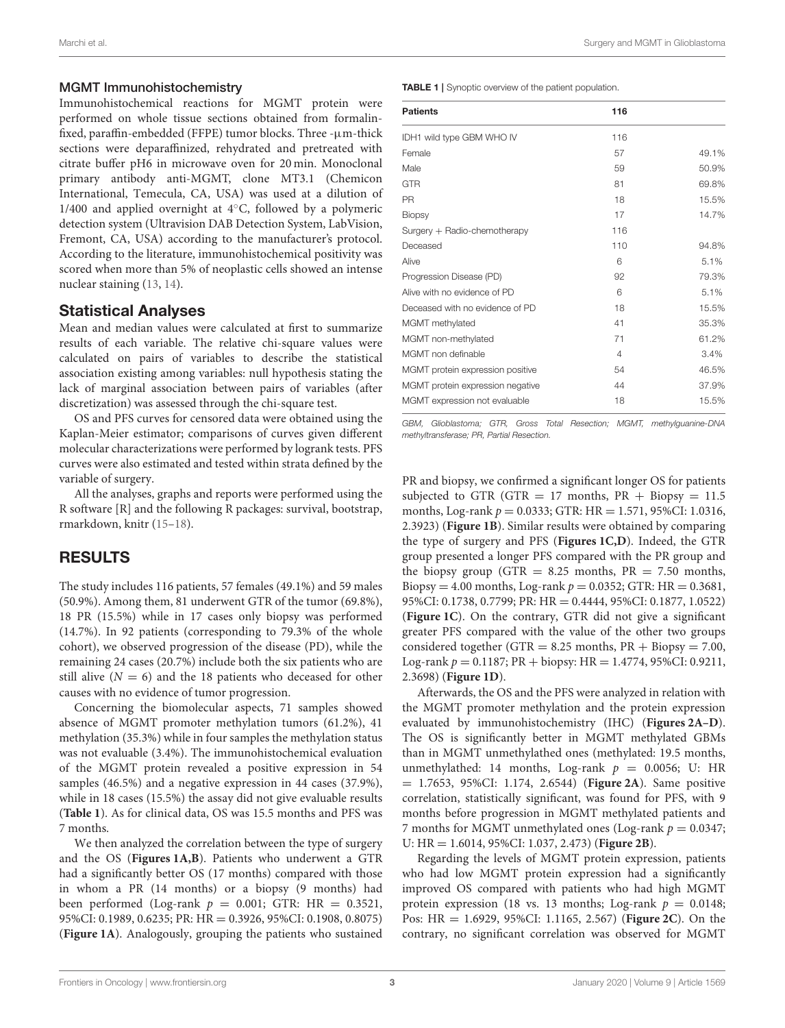### MGMT Immunohistochemistry

Immunohistochemical reactions for MGMT protein were performed on whole tissue sections obtained from formalin-fixed, paraffin-embedded (FFPE) tumor blocks. Three -μm-thick sections were deparaffinized, rehydrated and pretreated with citrate buffer pH6 in microwave oven for 20 min. Monoclonal primary antibody anti-MGMT, clone MT3.1 (Chemicon International, Temecula, CA, USA) was used at a dilution of 1/400 and applied overnight at 4°C, followed by a polymeric detection system (Ultravision DAB Detection System, LabVision, Fremont, CA, USA) according to the manufacturer's protocol. According to the literature, immunohistochemical positivity was scored when more than 5% of neoplastic cells showed an intense nuclear staining (13, 14).

## Statistical Analyses

Mean and median values were calculated at first to summarize results of each variable. The relative chi-square values were calculated on pairs of variables to describe the statistical association existing among variables: null hypothesis stating the lack of marginal association between pairs of variables (after discretization) was assessed through the chi-square test.

OS and PFS curves for censored data were obtained using the Kaplan-Meier estimator; comparisons of curves given different molecular characterizations were performed by logrank tests. PFS curves were also estimated and tested within strata defined by the variable of surgery.

All the analyses, graphs and reports were performed using the R software [R] and the following R packages: survival, bootstrap, rmarkdown, knitr (15–18).

# RESULTS

The study includes 116 patients, 57 females (49.1%) and 59 males (50.9%). Among them, 81 underwent GTR of the tumor (69.8%), 18 PR (15.5%) while in 17 cases only biopsy was performed (14.7%). In 92 patients (corresponding to 79.3% of the whole cohort), we observed progression of the disease (PD), while the remaining 24 cases (20.7%) include both the six patients who are still alive ($N = 6$) and the 18 patients who deceased for other causes with no evidence of tumor progression.

Concerning the biomolecular aspects, 71 samples showed absence of MGMT promoter methylation tumors (61.2%), 41 methylation (35.3%) while in four samples the methylation status was not evaluable (3.4%). The immunohistochemical evaluation of the MGMT protein revealed a positive expression in 54 samples (46.5%) and a negative expression in 44 cases (37.9%), while in 18 cases (15.5%) the assay did not give evaluable results (**Table 1**). As for clinical data, OS was 15.5 months and PFS was 7 months.

We then analyzed the correlation between the type of surgery and the OS (**Figures 1A,B**). Patients who underwent a GTR had a significantly better OS (17 months) compared with those in whom a PR (14 months) or a biopsy (9 months) had been performed (Log-rank $p = 0.001$; GTR: HR = 0.3521, 95%CI: 0.1989, 0.6235; PR: HR = 0.3926, 95%CI: 0.1908, 0.8075) (**Figure 1A**). Analogously, grouping the patients who sustained PR and biopsy, we confirmed a significant longer OS for patients subjected to GTR (GTR = 17 months, PR + Biopsy = 11.5 months, Log-rank $p = 0.0333$; GTR: HR = 1.571, 95%CI: 1.0316, 2.3923) (**Figure 1B**). Similar results were obtained by comparing the type of surgery and PFS (**Figures 1C,D**). Indeed, the GTR group presented a longer PFS compared with the PR group and the biopsy group (GTR = 8.25 months, PR = 7.50 months, Biopsy = 4.00 months, Log-rank $p = 0.0352$; GTR: HR = 0.3681, 95%CI: 0.1738, 0.7799; PR: HR = 0.4444, 95%CI: 0.1877, 1.0522) (**Figure 1C**). On the contrary, GTR did not give a significant greater PFS compared with the value of the other two groups considered together (GTR = 8.25 months, PR + Biopsy = 7.00, Log-rank $p = 0.1187$; PR + biopsy: HR = 1.4774, 95%CI: 0.9211, 2.3698) (**Figure 1D**).

Afterwards, the OS and the PFS were analyzed in relation with the MGMT promoter methylation and the protein expression evaluated by immunohistochemistry (IHC) (**Figures 2A–D**). The OS is significantly better in MGMT methylated GBMs than in MGMT unmethylathed ones (methylated: 19.5 months, unmethylathed: 14 months, Log-rank $p = 0.0056$; U: HR = 1.7653, 95%CI: 1.174, 2.6544) (**Figure 2A**). Same positive correlation, statistically significant, was found for PFS, with 9 months before progression in MGMT methylated patients and 7 months for MGMT unmethylated ones (Log-rank $p = 0.0347$; U: HR = 1.6014, 95%CI: 1.037, 2.473) (**Figure 2B**).

Regarding the levels of MGMT protein expression, patients who had low MGMT protein expression had a significantly improved OS compared with patients who had high MGMT protein expression (18 vs. 13 months; Log-rank $p = 0.0148$; Pos: HR = 1.6929, 95%CI: 1.1165, 2.567) (**Figure 2C**). On the contrary, no significant correlation was observed for MGMT

**TABLE 1** | Synoptic overview of the patient population.

| Patients | 116 | |
|---|---|---|
| IDH1 wild type GBM WHO IV | 116 | |
| Female | 57 | 49.1% |
| Male | 59 | 50.9% |
| GTR | 81 | 69.8% |
| PR | 18 | 15.5% |
| Biopsy | 17 | 14.7% |
| Surgery + Radio-chemotherapy | 116 | |
| Deceased | 110 | 94.8% |
| Alive | 6 | 5.1% |
| Progression Disease (PD) | 92 | 79.3% |
| Alive with no evidence of PD | 6 | 5.1% |
| Deceased with no evidence of PD | 18 | 15.5% |
| MGMT methylated | 41 | 35.3% |
| MGMT non-methylated | 71 | 61.2% |
| MGMT non definable | 4 | 3.4% |
| MGMT protein expression positive | 54 | 46.5% |
| MGMT protein expression negative | 44 | 37.9% |
| MGMT expression not evaluable | 18 | 15.5% |

*GBM, Glioblastoma; GTR, Gross Total Resection; MGMT, methylguanine-DNA methyltransferase; PR, Partial Resection.*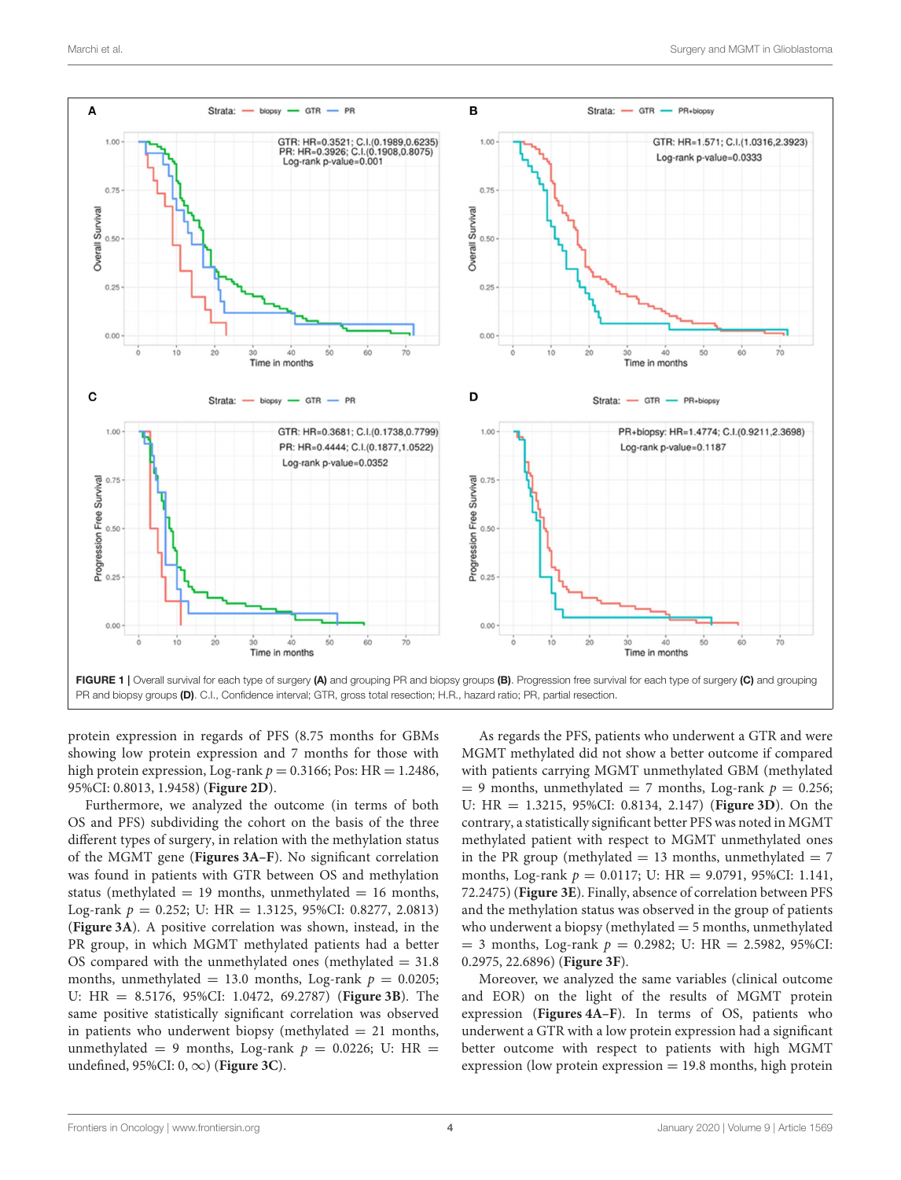**FIGURE 1** | Overall survival for each type of surgery **(A)** and grouping PR and biopsy groups **(B)**. Progression free survival for each type of surgery **(C)** and grouping PR and biopsy groups **(D)**. C.I., Confidence interval; GTR, gross total resection; H.R., hazard ratio; PR, partial resection.

protein expression in regards of PFS (8.75 months for GBMs showing low protein expression and 7 months for those with high protein expression, Log-rank $p = 0.3166$; Pos: HR = 1.2486, 95%CI: 0.8013, 1.9458) (**Figure 2D**).

Furthermore, we analyzed the outcome (in terms of both OS and PFS) subdividing the cohort on the basis of the three different types of surgery, in relation with the methylation status of the MGMT gene (**Figures 3A–F**). No significant correlation was found in patients with GTR between OS and methylation status (methylated = 19 months, unmethylated = 16 months, Log-rank $p = 0.252$; U: HR = 1.3125, 95%CI: 0.8277, 2.0813) (**Figure 3A**). A positive correlation was shown, instead, in the PR group, in which MGMT methylated patients had a better OS compared with the unmethylated ones (methylated = 31.8 months, unmethylated = 13.0 months, Log-rank $p = 0.0205$; U: HR = 8.5176, 95%CI: 1.0472, 69.2787) (**Figure 3B**). The same positive statistically significant correlation was observed in patients who underwent biopsy (methylated = 21 months, unmethylated = 9 months, Log-rank $p = 0.0226$; U: HR = undefined, 95%CI: 0, $\infty$) (**Figure 3C**).

As regards the PFS, patients who underwent a GTR and were MGMT methylated did not show a better outcome if compared with patients carrying MGMT unmethylated GBM (methylated = 9 months, unmethylated = 7 months, Log-rank $p = 0.256$; U: HR = 1.3215, 95%CI: 0.8134, 2.147) (**Figure 3D**). On the contrary, a statistically significant better PFS was noted in MGMT methylated patient with respect to MGMT unmethylated ones in the PR group (methylated = 13 months, unmethylated = 7 months, Log-rank $p = 0.0117$; U: HR = 9.0791, 95%CI: 1.141, 72.2475) (**Figure 3E**). Finally, absence of correlation between PFS and the methylation status was observed in the group of patients who underwent a biopsy (methylated = 5 months, unmethylated = 3 months, Log-rank $p = 0.2982$; U: HR = 2.5982, 95%CI: 0.2975, 22.6896) (**Figure 3F**).

Moreover, we analyzed the same variables (clinical outcome and EOR) on the light of the results of MGMT protein expression (**Figures 4A–F**). In terms of OS, patients who underwent a GTR with a low protein expression had a significant better outcome with respect to patients with high MGMT expression (low protein expression = 19.8 months, high protein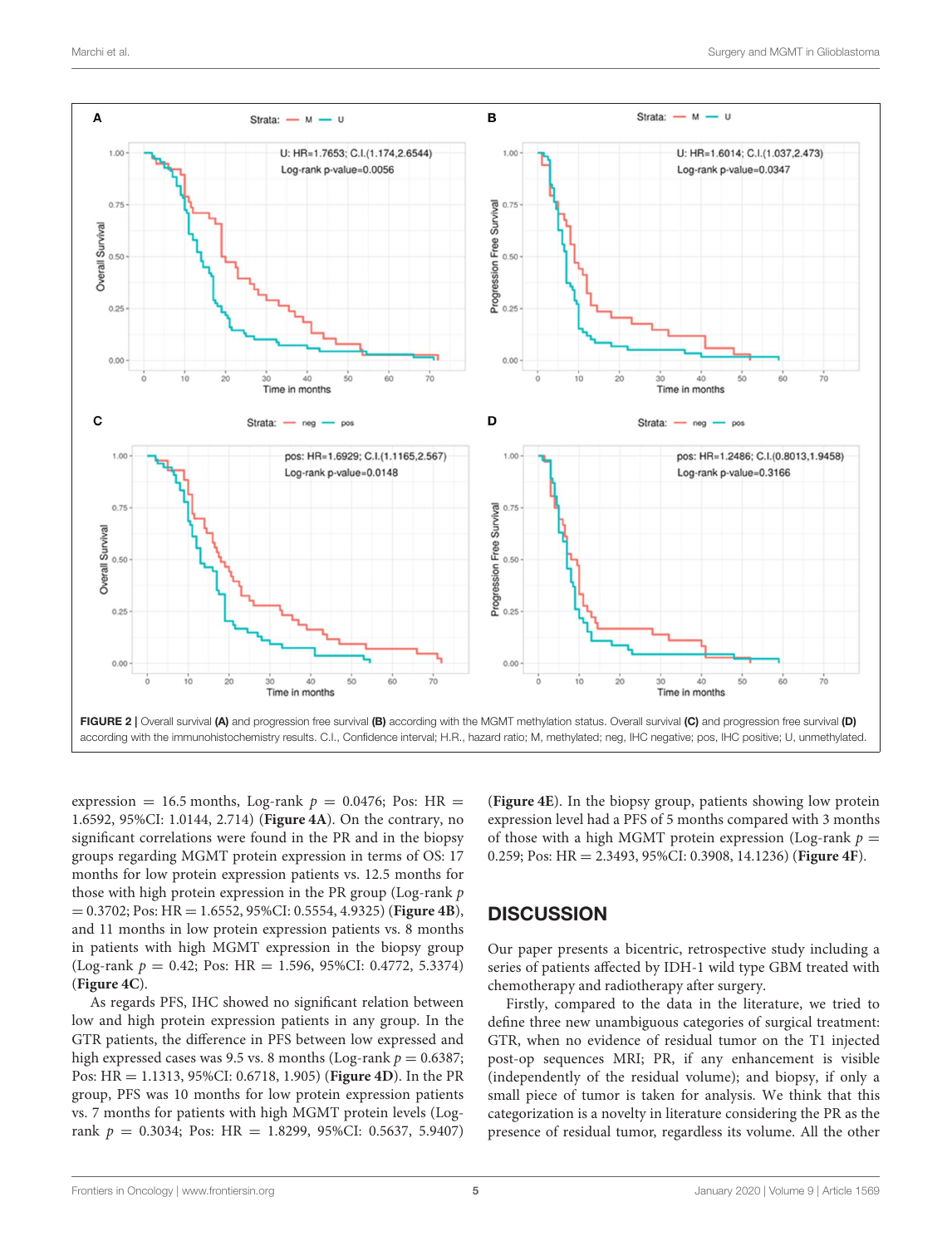FIGURE 2 | Overall survival **(A)** and progression free survival **(B)** according with the MGMT methylation status. Overall survival **(C)** and progression free survival **(D)** according with the immunohistochemistry results. C.I., Confidence interval; H.R., hazard ratio; M, methylated; neg, IHC negative; pos, IHC positive; U, unmethylated.

expression = 16.5 months, Log-rank $p$ = 0.0476; Pos: HR = 1.6592, 95%CI: 1.0144, 2.714) (**Figure 4A**). On the contrary, no significant correlations were found in the PR and in the biopsy groups regarding MGMT protein expression in terms of OS: 17 months for low protein expression patients vs. 12.5 months for those with high protein expression in the PR group (Log-rank $p$ = 0.3702; Pos: HR = 1.6552, 95%CI: 0.5554, 4.9325) (**Figure 4B**), and 11 months in low protein expression patients vs. 8 months in patients with high MGMT expression in the biopsy group (Log-rank $p$ = 0.42; Pos: HR = 1.596, 95%CI: 0.4772, 5.3374) (**Figure 4C**).

As regards PFS, IHC showed no significant relation between low and high protein expression patients in any group. In the GTR patients, the difference in PFS between low expressed and high expressed cases was 9.5 vs. 8 months (Log-rank $p$ = 0.6387; Pos: HR = 1.1313, 95%CI: 0.6718, 1.905) (**Figure 4D**). In the PR group, PFS was 10 months for low protein expression patients vs. 7 months for patients with high MGMT protein levels (Log-rank $p$ = 0.3034; Pos: HR = 1.8299, 95%CI: 0.5637, 5.9407) (**Figure 4E**). In the biopsy group, patients showing low protein expression level had a PFS of 5 months compared with 3 months of those with a high MGMT protein expression (Log-rank $p$ = 0.259; Pos: HR = 2.3493, 95%CI: 0.3908, 14.1236) (**Figure 4F**).

## DISCUSSION

Our paper presents a bicentric, retrospective study including a series of patients affected by IDH-1 wild type GBM treated with chemotherapy and radiotherapy after surgery.

Firstly, compared to the data in the literature, we tried to define three new unambiguous categories of surgical treatment: GTR, when no evidence of residual tumor on the T1 injected post-op sequences MRI; PR, if any enhancement is visible (independently of the residual volume); and biopsy, if only a small piece of tumor is taken for analysis. We think that this categorization is a novelty in literature considering the PR as the presence of residual tumor, regardless its volume. All the other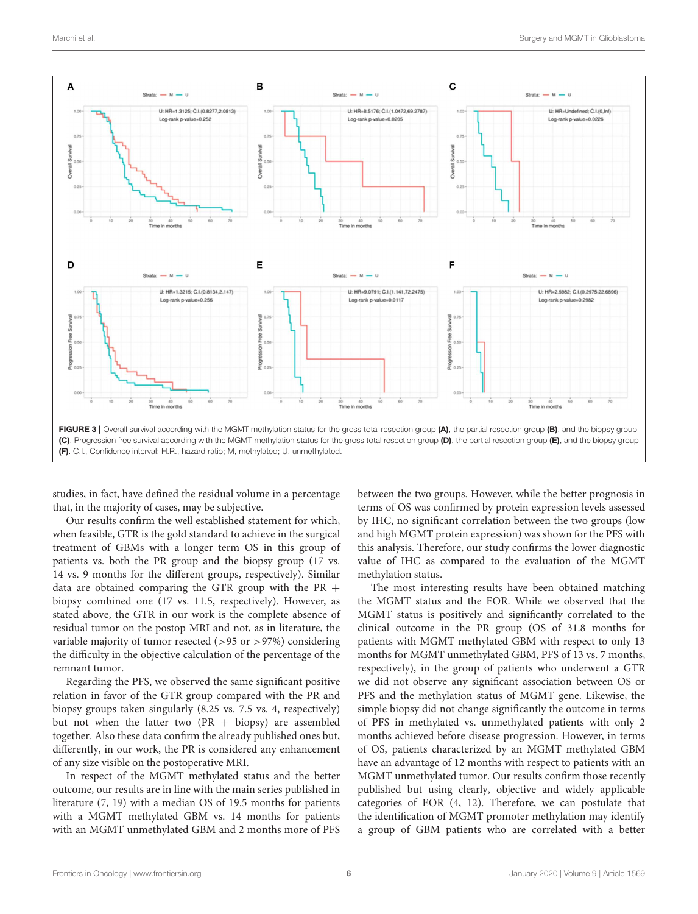**FIGURE 3 |** Overall survival according with the MGMT methylation status for the gross total resection group **(A)**, the partial resection group **(B)**, and the biopsy group **(C)**. Progression free survival according with the MGMT methylation status for the gross total resection group **(D)**, the partial resection group **(E)**, and the biopsy group **(F)**. C.I., Confidence interval; H.R., hazard ratio; M, methylated; U, unmethylated.

studies, in fact, have defined the residual volume in a percentage that, in the majority of cases, may be subjective.

Our results confirm the well established statement for which, when feasible, GTR is the gold standard to achieve in the surgical treatment of GBMs with a longer term OS in this group of patients vs. both the PR group and the biopsy group (17 vs. 14 vs. 9 months for the different groups, respectively). Similar data are obtained comparing the GTR group with the PR + biopsy combined one (17 vs. 11.5, respectively). However, as stated above, the GTR in our work is the complete absence of residual tumor on the postop MRI and not, as in literature, the variable majority of tumor resected (>95 or >97%) considering the difficulty in the objective calculation of the percentage of the remnant tumor.

Regarding the PFS, we observed the same significant positive relation in favor of the GTR group compared with the PR and biopsy groups taken singularly (8.25 vs. 7.5 vs. 4, respectively) but not when the latter two (PR + biopsy) are assembled together. Also these data confirm the already published ones but, differently, in our work, the PR is considered any enhancement of any size visible on the postoperative MRI.

In respect of the MGMT methylated status and the better outcome, our results are in line with the main series published in literature (7, 19) with a median OS of 19.5 months for patients with a MGMT methylated GBM vs. 14 months for patients with an MGMT unmethylated GBM and 2 months more of PFS between the two groups. However, while the better prognosis in terms of OS was confirmed by protein expression levels assessed by IHC, no significant correlation between the two groups (low and high MGMT protein expression) was shown for the PFS with this analysis. Therefore, our study confirms the lower diagnostic value of IHC as compared to the evaluation of the MGMT methylation status.

The most interesting results have been obtained matching the MGMT status and the EOR. While we observed that the MGMT status is positively and significantly correlated to the clinical outcome in the PR group (OS of 31.8 months for patients with MGMT methylated GBM with respect to only 13 months for MGMT unmethylated GBM, PFS of 13 vs. 7 months, respectively), in the group of patients who underwent a GTR we did not observe any significant association between OS or PFS and the methylation status of MGMT gene. Likewise, the simple biopsy did not change significantly the outcome in terms of PFS in methylated vs. unmethylated patients with only 2 months achieved before disease progression. However, in terms of OS, patients characterized by an MGMT methylated GBM have an advantage of 12 months with respect to patients with an MGMT unmethylated tumor. Our results confirm those recently published but using clearly, objective and widely applicable categories of EOR (4, 12). Therefore, we can postulate that the identification of MGMT promoter methylation may identify a group of GBM patients who are correlated with a better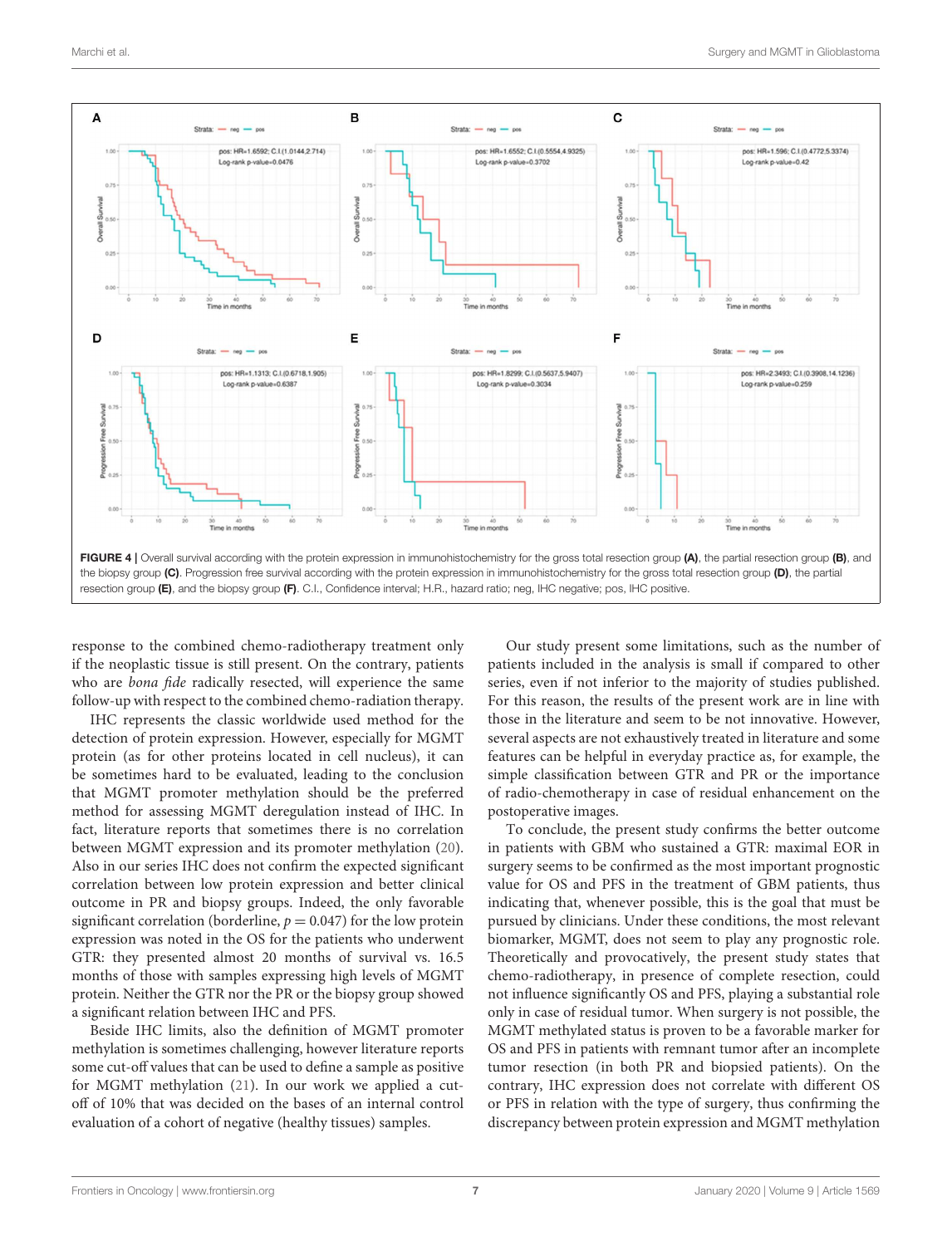FIGURE 4 | Overall survival according with the protein expression in immunohistochemistry for the gross total resection group **(A)**, the partial resection group **(B)**, and the biopsy group **(C)**. Progression free survival according with the protein expression in immunohistochemistry for the gross total resection group **(D)**, the partial resection group **(E)**, and the biopsy group **(F)**. C.I., Confidence interval; H.R., hazard ratio; neg, IHC negative; pos, IHC positive.

response to the combined chemo-radiotherapy treatment only if the neoplastic tissue is still present. On the contrary, patients who are *bona fide* radically resected, will experience the same follow-up with respect to the combined chemo-radiation therapy.

IHC represents the classic worldwide used method for the detection of protein expression. However, especially for MGMT protein (as for other proteins located in cell nucleus), it can be sometimes hard to be evaluated, leading to the conclusion that MGMT promoter methylation should be the preferred method for assessing MGMT deregulation instead of IHC. In fact, literature reports that sometimes there is no correlation between MGMT expression and its promoter methylation (20). Also in our series IHC does not confirm the expected significant correlation between low protein expression and better clinical outcome in PR and biopsy groups. Indeed, the only favorable significant correlation (borderline, $p = 0.047$) for the low protein expression was noted in the OS for the patients who underwent GTR: they presented almost 20 months of survival vs. 16.5 months of those with samples expressing high levels of MGMT protein. Neither the GTR nor the PR or the biopsy group showed a significant relation between IHC and PFS.

Beside IHC limits, also the definition of MGMT promoter methylation is sometimes challenging, however literature reports some cut-off values that can be used to define a sample as positive for MGMT methylation (21). In our work we applied a cut-off of 10% that was decided on the bases of an internal control evaluation of a cohort of negative (healthy tissues) samples.

Our study present some limitations, such as the number of patients included in the analysis is small if compared to other series, even if not inferior to the majority of studies published. For this reason, the results of the present work are in line with those in the literature and seem to be not innovative. However, several aspects are not exhaustively treated in literature and some features can be helpful in everyday practice as, for example, the simple classification between GTR and PR or the importance of radio-chemotherapy in case of residual enhancement on the postoperative images.

To conclude, the present study confirms the better outcome in patients with GBM who sustained a GTR: maximal EOR in surgery seems to be confirmed as the most important prognostic value for OS and PFS in the treatment of GBM patients, thus indicating that, whenever possible, this is the goal that must be pursued by clinicians. Under these conditions, the most relevant biomarker, MGMT, does not seem to play any prognostic role. Theoretically and provocatively, the present study states that chemo-radiotherapy, in presence of complete resection, could not influence significantly OS and PFS, playing a substantial role only in case of residual tumor. When surgery is not possible, the MGMT methylated status is proven to be a favorable marker for OS and PFS in patients with remnant tumor after an incomplete tumor resection (in both PR and biopsied patients). On the contrary, IHC expression does not correlate with different OS or PFS in relation with the type of surgery, thus confirming the discrepancy between protein expression and MGMT methylation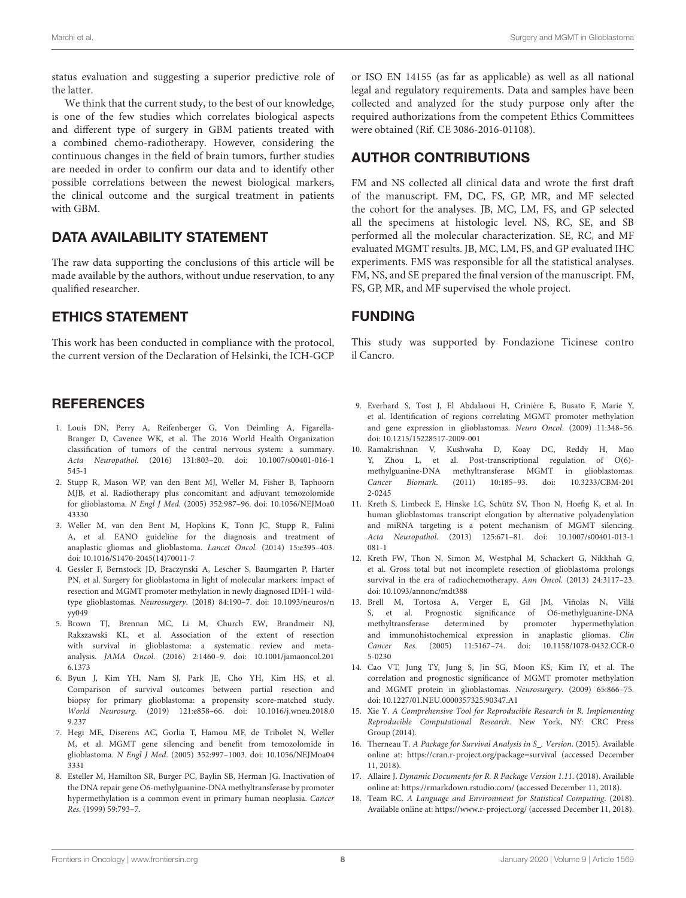status evaluation and suggesting a superior predictive role of the latter.

We think that the current study, to the best of our knowledge, is one of the few studies which correlates biological aspects and different type of surgery in GBM patients treated with a combined chemo-radiotherapy. However, considering the continuous changes in the field of brain tumors, further studies are needed in order to confirm our data and to identify other possible correlations between the newest biological markers, the clinical outcome and the surgical treatment in patients with GBM.

## DATA AVAILABILITY STATEMENT

The raw data supporting the conclusions of this article will be made available by the authors, without undue reservation, to any qualified researcher.

## ETHICS STATEMENT

This work has been conducted in compliance with the protocol, the current version of the Declaration of Helsinki, the ICH-GCP or ISO EN 14155 (as far as applicable) as well as all national legal and regulatory requirements. Data and samples have been collected and analyzed for the study purpose only after the required authorizations from the competent Ethics Committees were obtained (Rif. CE 3086-2016-01108).

## AUTHOR CONTRIBUTIONS

FM and NS collected all clinical data and wrote the first draft of the manuscript. FM, DC, FS, GP, MR, and MF selected the cohort for the analyses. JB, MC, LM, FS, and GP selected all the specimens at histologic level. NS, RC, SE, and SB performed all the molecular characterization. SE, RC, and MF evaluated MGMT results. JB, MC, LM, FS, and GP evaluated IHC experiments. FMS was responsible for all the statistical analyses. FM, NS, and SE prepared the final version of the manuscript. FM, FS, GP, MR, and MF supervised the whole project.

## FUNDING

This study was supported by Fondazione Ticinese contro il Cancro.

## REFERENCES

1. Louis DN, Perry A, Reifenberger G, Von Deimling A, Figarella-Branger D, Cavenee WK, et al. The 2016 World Health Organization classification of tumors of the central nervous system: a summary. *Acta Neuropathol*. (2016) 131:803–20. doi: 10.1007/s00401-016-1545-1
2. Stupp R, Mason WP, van den Bent MJ, Weller M, Fisher B, Taphoorn MJB, et al. Radiotherapy plus concomitant and adjuvant temozolomide for glioblastoma. *N Engl J Med*. (2005) 352:987–96. doi: 10.1056/NEJMoa043330
3. Weller M, van den Bent M, Hopkins K, Tonn JC, Stupp R, Falini A, et al. EANO guideline for the diagnosis and treatment of anaplastic gliomas and glioblastoma. *Lancet Oncol*. (2014) 15:e395–403. doi: 10.1016/S1470-2045(14)70011-7
4. Gessler F, Bernstock JD, Braczynski A, Lescher S, Baumgarten P, Harter PN, et al. Surgery for glioblastoma in light of molecular markers: impact of resection and MGMT promoter methylation in newly diagnosed IDH-1 wild-type glioblastomas. *Neurosurgery*. (2018) 84:190–7. doi: 10.1093/neuros/nyy049
5. Brown TJ, Brennan MC, Li M, Church EW, Brandmeir NJ, Rakszawski KL, et al. Association of the extent of resection with survival in glioblastoma: a systematic review and meta-analysis. *JAMA Oncol*. (2016) 2:1460–9. doi: 10.1001/jamaoncol.2016.1373
6. Byun J, Kim YH, Nam SJ, Park JE, Cho YH, Kim HS, et al. Comparison of survival outcomes between partial resection and biopsy for primary glioblastoma: a propensity score-matched study. *World Neurosurg*. (2019) 121:e858–66. doi: 10.1016/j.wneu.2018.09.237
7. Hegi ME, Diserens AC, Gorlia T, Hamou MF, de Tribolet N, Weller M, et al. MGMT gene silencing and benefit from temozolomide in glioblastoma. *N Engl J Med*. (2005) 352:997–1003. doi: 10.1056/NEJMoa043331
8. Esteller M, Hamilton SR, Burger PC, Baylin SB, Herman JG. Inactivation of the DNA repair gene O6-methylguanine-DNA methyltransferase by promoter hypermethylation is a common event in primary human neoplasia. *Cancer Res*. (1999) 59:793–7.
9. Everhard S, Tost J, El Abdalaoui H, Crinière E, Busato F, Marie Y, et al. Identification of regions correlating MGMT promoter methylation and gene expression in glioblastomas. *Neuro Oncol*. (2009) 11:348–56. doi: 10.1215/15228517-2009-001
10. Ramakrishnan V, Kushwaha D, Koay DC, Reddy H, Mao Y, Zhou L, et al. Post-transcriptional regulation of O(6)-methylguanine-DNA methyltransferase MGMT in glioblastomas. *Cancer Biomark*. (2011) 10:185–93. doi: 10.3233/CBM-2012-0245
11. Kreth S, Limbeck E, Hinske LC, Schütz SV, Thon N, Hoefig K, et al. In human glioblastomas transcript elongation by alternative polyadenylation and miRNA targeting is a potent mechanism of MGMT silencing. *Acta Neuropathol*. (2013) 125:671–81. doi: 10.1007/s00401-013-1081-1
12. Kreth FW, Thon N, Simon M, Westphal M, Schackert G, Nikkhah G, et al. Gross total but not incomplete resection of glioblastoma prolongs survival in the era of radiochemotherapy. *Ann Oncol*. (2013) 24:3117–23. doi: 10.1093/annonc/mdt388
13. Brell M, Tortosa A, Verger E, Gil JM, Viñolas N, Villá S, et al. Prognostic significance of O6-methylguanine-DNA methyltransferase determined by promoter hypermethylation and immunohistochemical expression in anaplastic gliomas. *Clin Cancer Res*. (2005) 11:5167–74. doi: 10.1158/1078-0432.CCR-05-0230
14. Cao VT, Jung TY, Jung S, Jin SG, Moon KS, Kim IY, et al. The correlation and prognostic significance of MGMT promoter methylation and MGMT protein in glioblastomas. *Neurosurgery*. (2009) 65:866–75. doi: 10.1227/01.NEU.0000357325.90347.A1
15. Xie Y. *A Comprehensive Tool for Reproducible Research in R. Implementing Reproducible Computational Research*. New York, NY: CRC Press Group (2014).
16. Therneau T. *A Package for Survival Analysis in S_. Version*. (2015). Available online at: https://cran.r-project.org/package=survival (accessed December 11, 2018).
17. Allaire J. *Dynamic Documents for R. R Package Version 1.11*. (2018). Available online at: https://rmarkdown.rstudio.com/ (accessed December 11, 2018).
18. Team RC. *A Language and Environment for Statistical Computing*. (2018). Available online at: https://www.r-project.org/ (accessed December 11, 2018).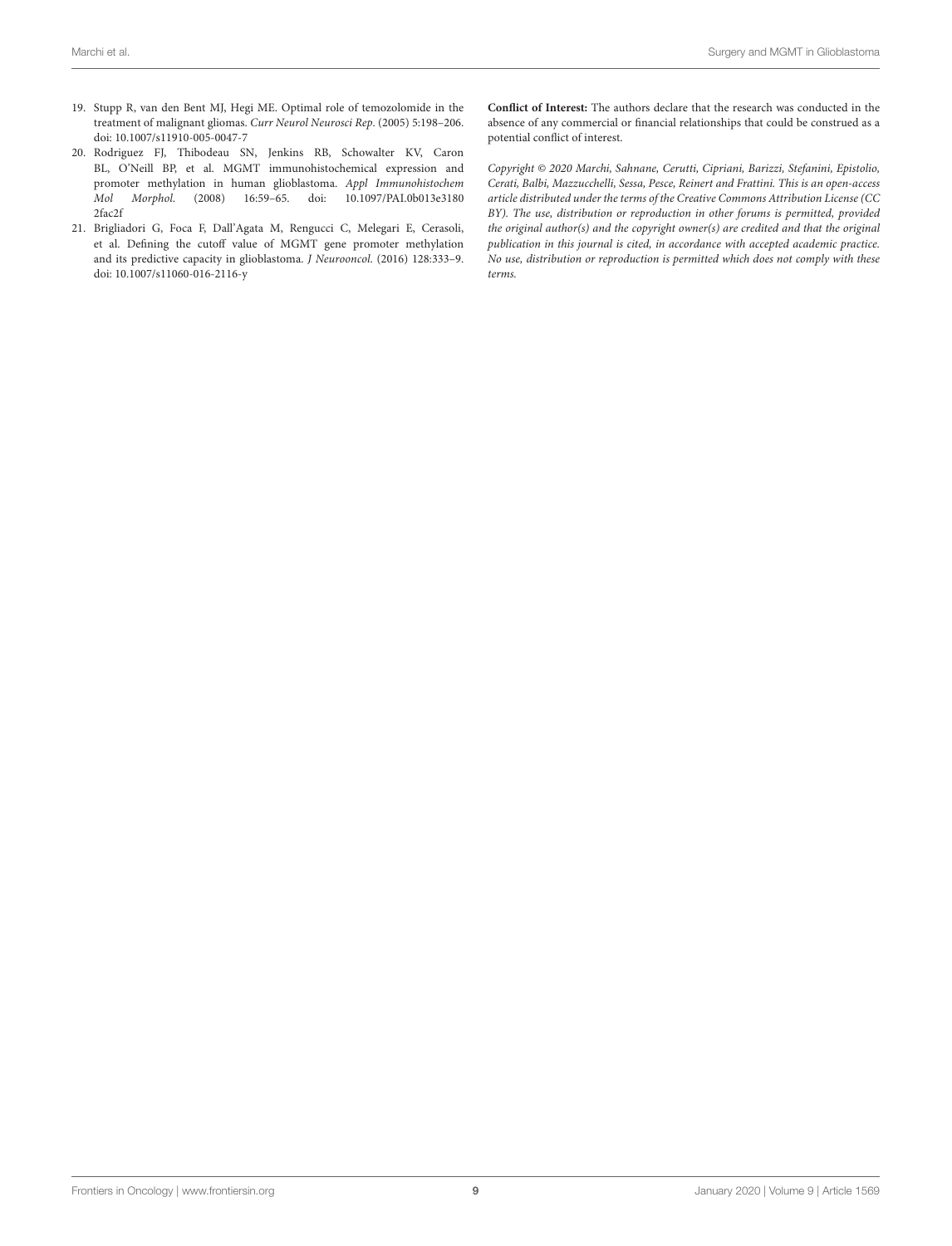19. Stupp R, van den Bent MJ, Hegi ME. Optimal role of temozolomide in the treatment of malignant gliomas. *Curr Neurol Neurosci Rep*. (2005) 5:198–206. doi: 10.1007/s11910-005-0047-7
20. Rodriguez FJ, Thibodeau SN, Jenkins RB, Schowalter KV, Caron BL, O'Neill BP, et al. MGMT immunohistochemical expression and promoter methylation in human glioblastoma. *Appl Immunohistochem Mol Morphol*. (2008) 16:59–65. doi: 10.1097/PAI.0b013e31802fac2f
21. Brigliadori G, Foca F, Dall'Agata M, Rengucci C, Melegari E, Cerasoli, et al. Defining the cutoff value of MGMT gene promoter methylation and its predictive capacity in glioblastoma. *J Neurooncol*. (2016) 128:333–9. doi: 10.1007/s11060-016-2116-y

**Conflict of Interest:** The authors declare that the research was conducted in the absence of any commercial or financial relationships that could be construed as a potential conflict of interest.

*Copyright © 2020 Marchi, Sahnane, Cerutti, Cipriani, Barizzi, Stefanini, Epistolio, Cerati, Balbi, Mazzucchelli, Sessa, Pesce, Reinert and Frattini. This is an open-access article distributed under the terms of the Creative Commons Attribution License (CC BY). The use, distribution or reproduction in other forums is permitted, provided the original author(s) and the copyright owner(s) are credited and that the original publication in this journal is cited, in accordance with accepted academic practice. No use, distribution or reproduction is permitted which does not comply with these terms.*